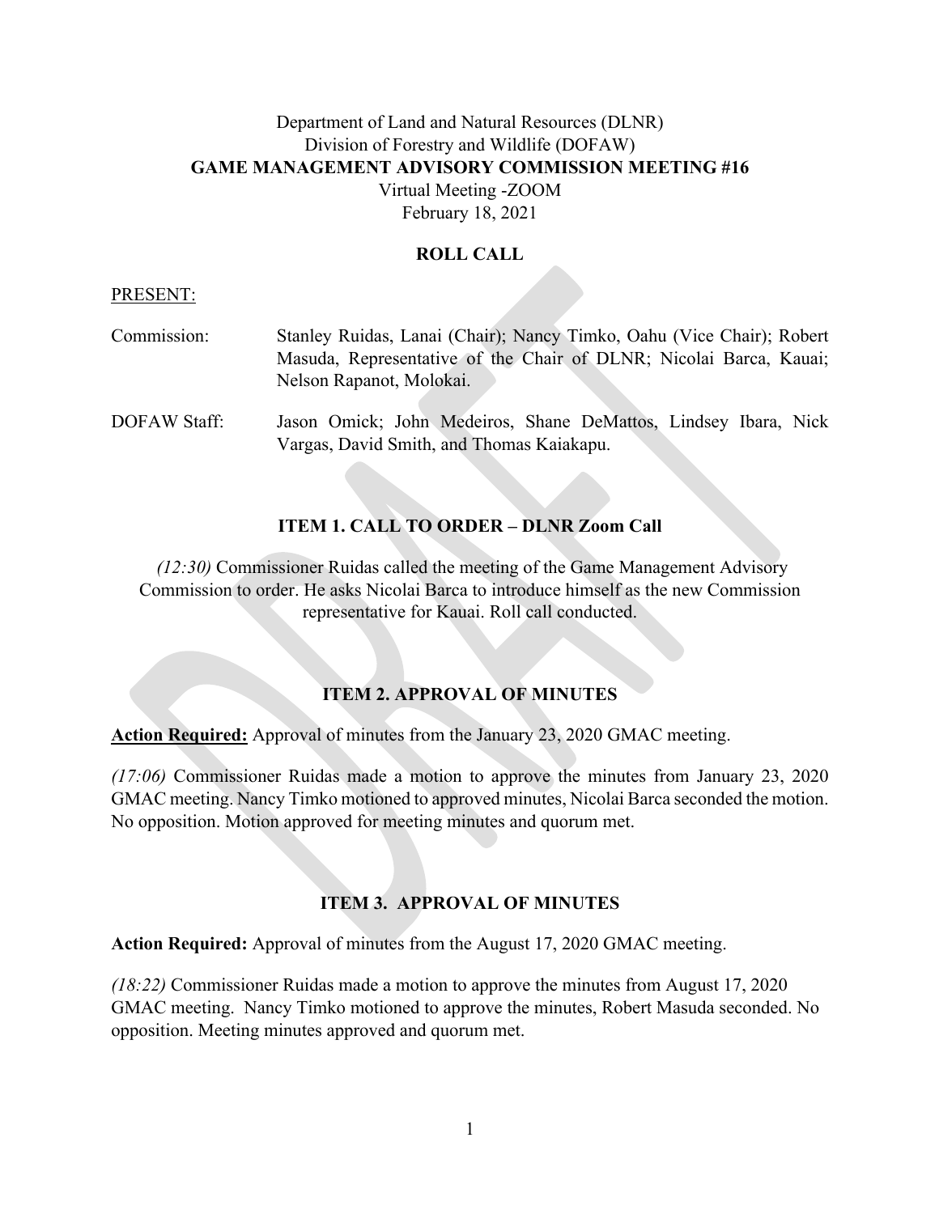Department of Land and Natural Resources (DLNR)
Division of Forestry and Wildlife (DOFAW)
**GAME MANAGEMENT ADVISORY COMMISSION MEETING #16**
Virtual Meeting -ZOOM
February 18, 2021

## ROLL CALL

PRESENT:

Commission: Stanley Ruidas, Lanai (Chair); Nancy Timko, Oahu (Vice Chair); Robert Masuda, Representative of the Chair of DLNR; Nicolai Barca, Kauai; Nelson Rapanot, Molokai.

DOFAW Staff: Jason Omick; John Medeiros, Shane DeMattos, Lindsey Ibara, Nick Vargas, David Smith, and Thomas Kaiakapu.

## ITEM 1. CALL TO ORDER – DLNR Zoom Call

*(12:30)* Commissioner Ruidas called the meeting of the Game Management Advisory Commission to order. He asks Nicolai Barca to introduce himself as the new Commission representative for Kauai. Roll call conducted.

## ITEM 2. APPROVAL OF MINUTES

**Action Required:** Approval of minutes from the January 23, 2020 GMAC meeting.

*(17:06)* Commissioner Ruidas made a motion to approve the minutes from January 23, 2020 GMAC meeting. Nancy Timko motioned to approved minutes, Nicolai Barca seconded the motion. No opposition. Motion approved for meeting minutes and quorum met.

## ITEM 3. APPROVAL OF MINUTES

**Action Required:** Approval of minutes from the August 17, 2020 GMAC meeting.

*(18:22)* Commissioner Ruidas made a motion to approve the minutes from August 17, 2020 GMAC meeting. Nancy Timko motioned to approve the minutes, Robert Masuda seconded. No opposition. Meeting minutes approved and quorum met.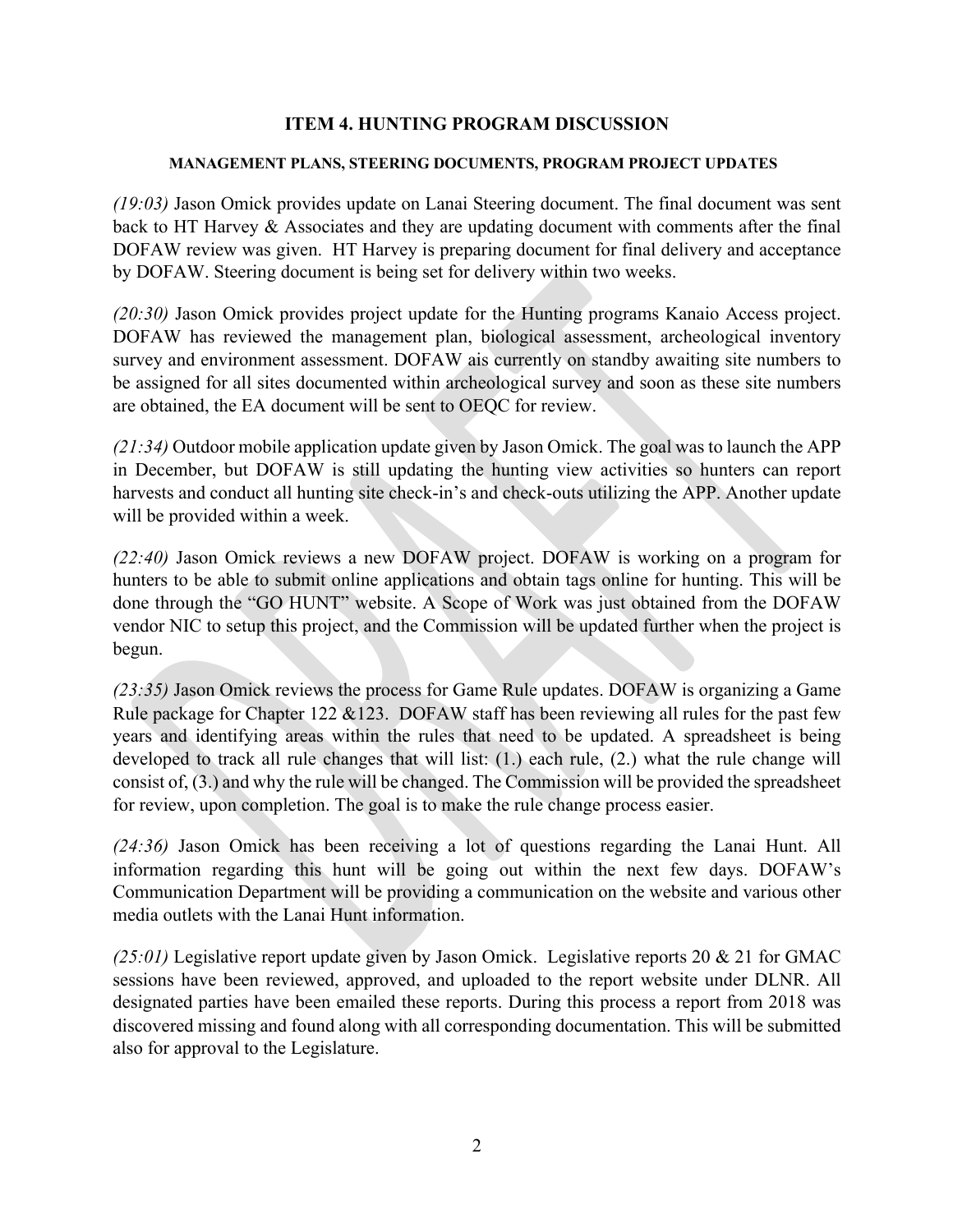## ITEM 4. HUNTING PROGRAM DISCUSSION

### MANAGEMENT PLANS, STEERING DOCUMENTS, PROGRAM PROJECT UPDATES

*(19:03)* Jason Omick provides update on Lanai Steering document. The final document was sent back to HT Harvey & Associates and they are updating document with comments after the final DOFAW review was given. HT Harvey is preparing document for final delivery and acceptance by DOFAW. Steering document is being set for delivery within two weeks.

*(20:30)* Jason Omick provides project update for the Hunting programs Kanaio Access project. DOFAW has reviewed the management plan, biological assessment, archeological inventory survey and environment assessment. DOFAW ais currently on standby awaiting site numbers to be assigned for all sites documented within archeological survey and soon as these site numbers are obtained, the EA document will be sent to OEQC for review.

*(21:34)* Outdoor mobile application update given by Jason Omick. The goal was to launch the APP in December, but DOFAW is still updating the hunting view activities so hunters can report harvests and conduct all hunting site check-in's and check-outs utilizing the APP. Another update will be provided within a week.

*(22:40)* Jason Omick reviews a new DOFAW project. DOFAW is working on a program for hunters to be able to submit online applications and obtain tags online for hunting. This will be done through the "GO HUNT" website. A Scope of Work was just obtained from the DOFAW vendor NIC to setup this project, and the Commission will be updated further when the project is begun.

*(23:35)* Jason Omick reviews the process for Game Rule updates. DOFAW is organizing a Game Rule package for Chapter 122 &123. DOFAW staff has been reviewing all rules for the past few years and identifying areas within the rules that need to be updated. A spreadsheet is being developed to track all rule changes that will list: (1.) each rule, (2.) what the rule change will consist of, (3.) and why the rule will be changed. The Commission will be provided the spreadsheet for review, upon completion. The goal is to make the rule change process easier.

*(24:36)* Jason Omick has been receiving a lot of questions regarding the Lanai Hunt. All information regarding this hunt will be going out within the next few days. DOFAW's Communication Department will be providing a communication on the website and various other media outlets with the Lanai Hunt information.

*(25:01)* Legislative report update given by Jason Omick. Legislative reports 20 & 21 for GMAC sessions have been reviewed, approved, and uploaded to the report website under DLNR. All designated parties have been emailed these reports. During this process a report from 2018 was discovered missing and found along with all corresponding documentation. This will be submitted also for approval to the Legislature.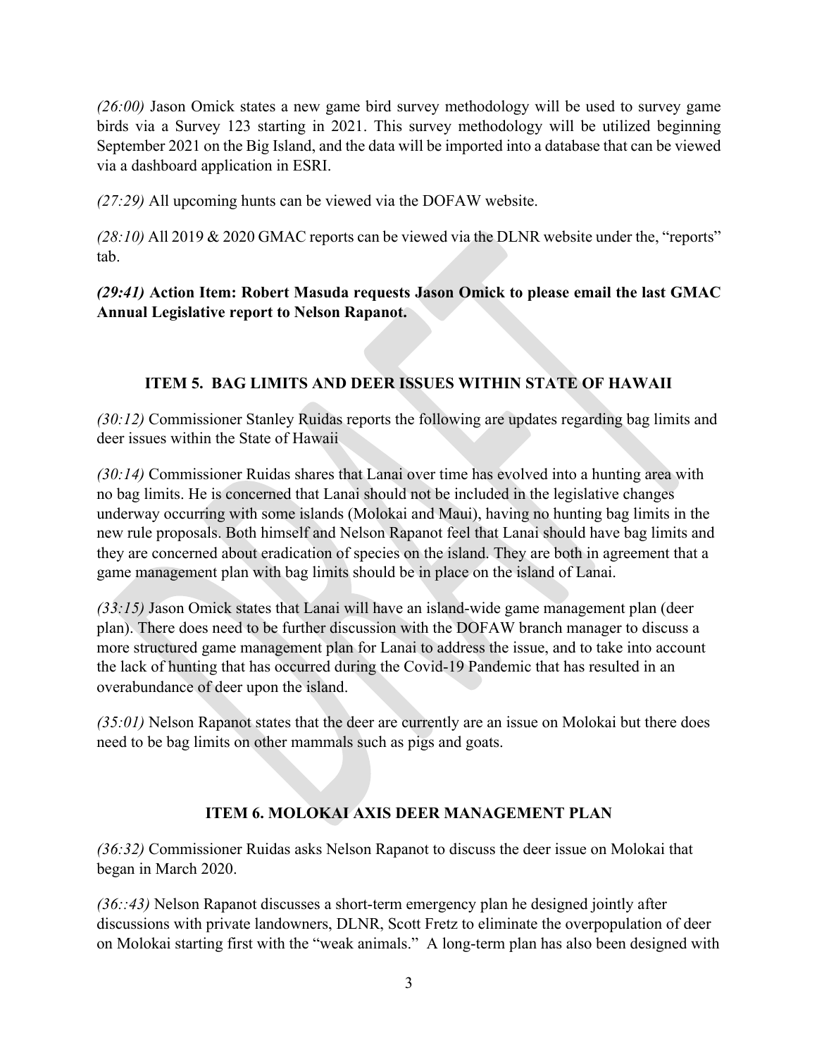*(26:00)* Jason Omick states a new game bird survey methodology will be used to survey game birds via a Survey 123 starting in 2021. This survey methodology will be utilized beginning September 2021 on the Big Island, and the data will be imported into a database that can be viewed via a dashboard application in ESRI.

*(27:29)* All upcoming hunts can be viewed via the DOFAW website.

*(28:10)* All 2019 & 2020 GMAC reports can be viewed via the DLNR website under the, "reports" tab.

***(29:41)* Action Item: Robert Masuda requests Jason Omick to please email the last GMAC Annual Legislative report to Nelson Rapanot.**

## ITEM 5. BAG LIMITS AND DEER ISSUES WITHIN STATE OF HAWAII

*(30:12)* Commissioner Stanley Ruidas reports the following are updates regarding bag limits and deer issues within the State of Hawaii

*(30:14)* Commissioner Ruidas shares that Lanai over time has evolved into a hunting area with no bag limits. He is concerned that Lanai should not be included in the legislative changes underway occurring with some islands (Molokai and Maui), having no hunting bag limits in the new rule proposals. Both himself and Nelson Rapanot feel that Lanai should have bag limits and they are concerned about eradication of species on the island. They are both in agreement that a game management plan with bag limits should be in place on the island of Lanai.

*(33:15)* Jason Omick states that Lanai will have an island-wide game management plan (deer plan). There does need to be further discussion with the DOFAW branch manager to discuss a more structured game management plan for Lanai to address the issue, and to take into account the lack of hunting that has occurred during the Covid-19 Pandemic that has resulted in an overabundance of deer upon the island.

*(35:01)* Nelson Rapanot states that the deer are currently are an issue on Molokai but there does need to be bag limits on other mammals such as pigs and goats.

## ITEM 6. MOLOKAI AXIS DEER MANAGEMENT PLAN

*(36:32)* Commissioner Ruidas asks Nelson Rapanot to discuss the deer issue on Molokai that began in March 2020.

*(36::43)* Nelson Rapanot discusses a short-term emergency plan he designed jointly after discussions with private landowners, DLNR, Scott Fretz to eliminate the overpopulation of deer on Molokai starting first with the "weak animals." A long-term plan has also been designed with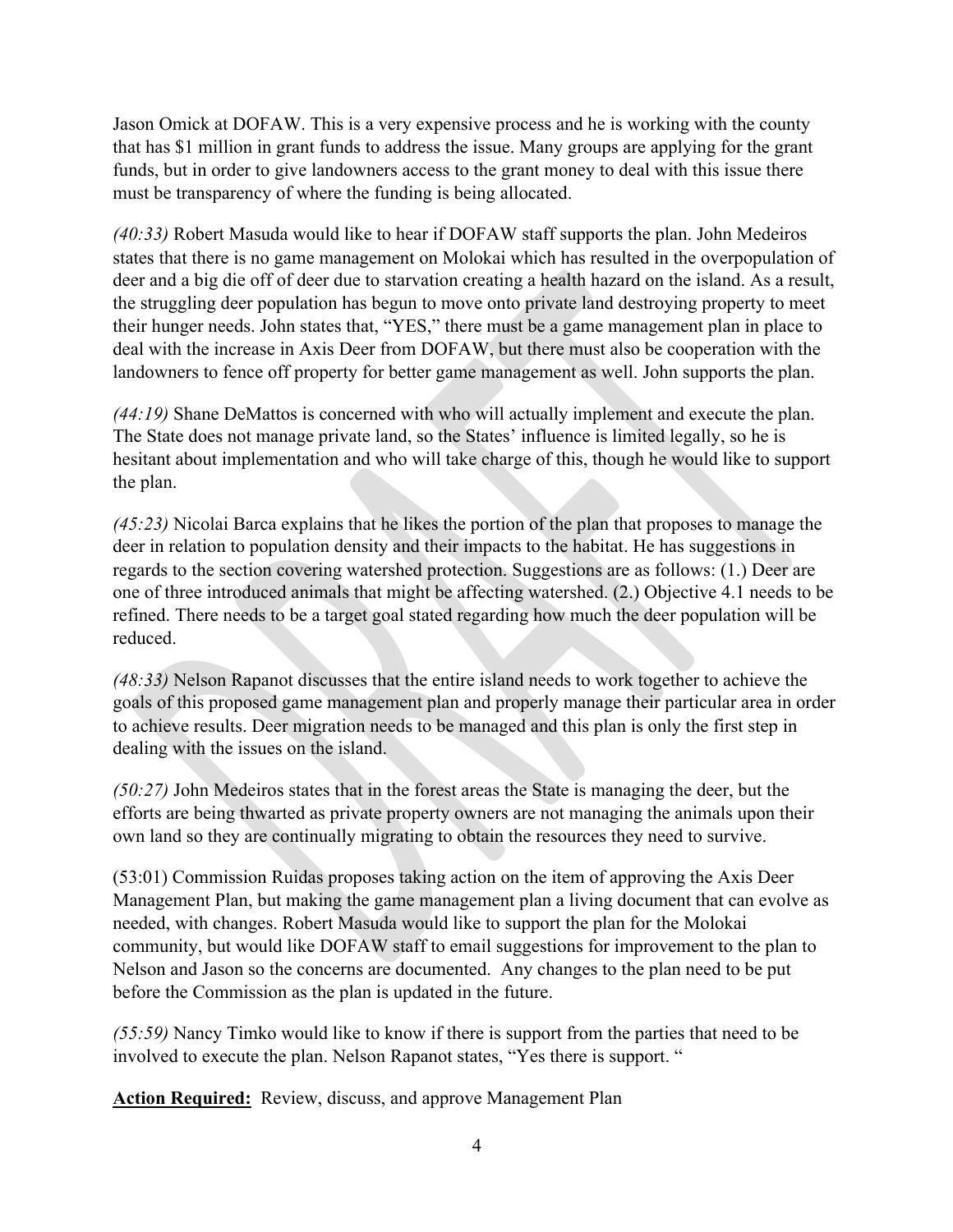Jason Omick at DOFAW. This is a very expensive process and he is working with the county that has $1 million in grant funds to address the issue. Many groups are applying for the grant funds, but in order to give landowners access to the grant money to deal with this issue there must be transparency of where the funding is being allocated.

*(40:33)* Robert Masuda would like to hear if DOFAW staff supports the plan. John Medeiros states that there is no game management on Molokai which has resulted in the overpopulation of deer and a big die off of deer due to starvation creating a health hazard on the island. As a result, the struggling deer population has begun to move onto private land destroying property to meet their hunger needs. John states that, "YES," there must be a game management plan in place to deal with the increase in Axis Deer from DOFAW, but there must also be cooperation with the landowners to fence off property for better game management as well. John supports the plan.

*(44:19)* Shane DeMattos is concerned with who will actually implement and execute the plan. The State does not manage private land, so the States' influence is limited legally, so he is hesitant about implementation and who will take charge of this, though he would like to support the plan.

*(45:23)* Nicolai Barca explains that he likes the portion of the plan that proposes to manage the deer in relation to population density and their impacts to the habitat. He has suggestions in regards to the section covering watershed protection. Suggestions are as follows: (1.) Deer are one of three introduced animals that might be affecting watershed. (2.) Objective 4.1 needs to be refined. There needs to be a target goal stated regarding how much the deer population will be reduced.

*(48:33)* Nelson Rapanot discusses that the entire island needs to work together to achieve the goals of this proposed game management plan and properly manage their particular area in order to achieve results. Deer migration needs to be managed and this plan is only the first step in dealing with the issues on the island.

*(50:27)* John Medeiros states that in the forest areas the State is managing the deer, but the efforts are being thwarted as private property owners are not managing the animals upon their own land so they are continually migrating to obtain the resources they need to survive.

(53:01) Commission Ruidas proposes taking action on the item of approving the Axis Deer Management Plan, but making the game management plan a living document that can evolve as needed, with changes. Robert Masuda would like to support the plan for the Molokai community, but would like DOFAW staff to email suggestions for improvement to the plan to Nelson and Jason so the concerns are documented. Any changes to the plan need to be put before the Commission as the plan is updated in the future.

*(55:59)* Nancy Timko would like to know if there is support from the parties that need to be involved to execute the plan. Nelson Rapanot states, "Yes there is support. "

**Action Required:** Review, discuss, and approve Management Plan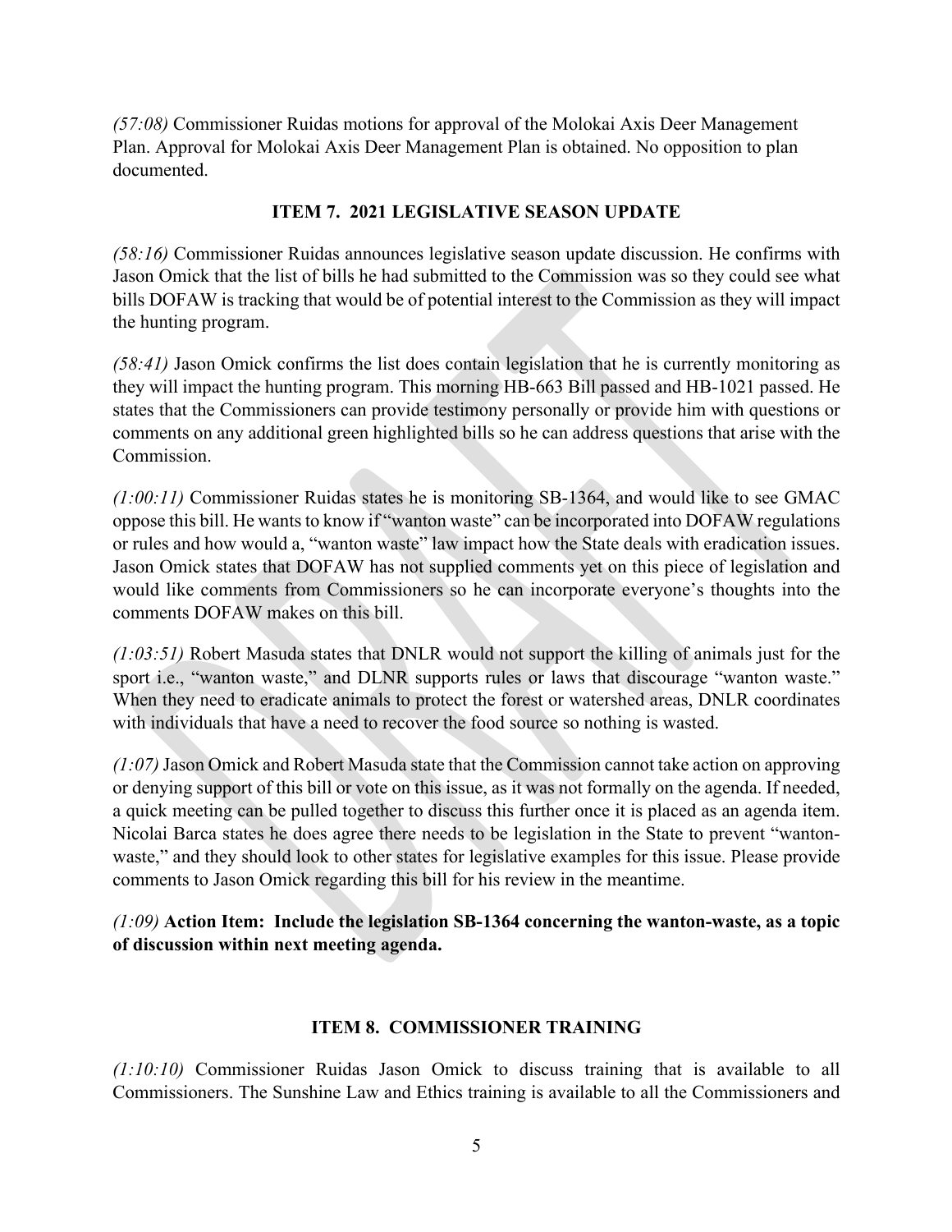*(57:08)* Commissioner Ruidas motions for approval of the Molokai Axis Deer Management Plan. Approval for Molokai Axis Deer Management Plan is obtained. No opposition to plan documented.

## ITEM 7. 2021 LEGISLATIVE SEASON UPDATE

*(58:16)* Commissioner Ruidas announces legislative season update discussion. He confirms with Jason Omick that the list of bills he had submitted to the Commission was so they could see what bills DOFAW is tracking that would be of potential interest to the Commission as they will impact the hunting program.

*(58:41)* Jason Omick confirms the list does contain legislation that he is currently monitoring as they will impact the hunting program. This morning HB-663 Bill passed and HB-1021 passed. He states that the Commissioners can provide testimony personally or provide him with questions or comments on any additional green highlighted bills so he can address questions that arise with the Commission.

*(1:00:11)* Commissioner Ruidas states he is monitoring SB-1364, and would like to see GMAC oppose this bill. He wants to know if "wanton waste" can be incorporated into DOFAW regulations or rules and how would a, "wanton waste" law impact how the State deals with eradication issues. Jason Omick states that DOFAW has not supplied comments yet on this piece of legislation and would like comments from Commissioners so he can incorporate everyone's thoughts into the comments DOFAW makes on this bill.

*(1:03:51)* Robert Masuda states that DNLR would not support the killing of animals just for the sport i.e., "wanton waste," and DLNR supports rules or laws that discourage "wanton waste." When they need to eradicate animals to protect the forest or watershed areas, DNLR coordinates with individuals that have a need to recover the food source so nothing is wasted.

*(1:07)* Jason Omick and Robert Masuda state that the Commission cannot take action on approving or denying support of this bill or vote on this issue, as it was not formally on the agenda. If needed, a quick meeting can be pulled together to discuss this further once it is placed as an agenda item. Nicolai Barca states he does agree there needs to be legislation in the State to prevent "wanton-waste," and they should look to other states for legislative examples for this issue. Please provide comments to Jason Omick regarding this bill for his review in the meantime.

*(1:09)* **Action Item: Include the legislation SB-1364 concerning the wanton-waste, as a topic of discussion within next meeting agenda.**

## ITEM 8. COMMISSIONER TRAINING

*(1:10:10)* Commissioner Ruidas Jason Omick to discuss training that is available to all Commissioners. The Sunshine Law and Ethics training is available to all the Commissioners and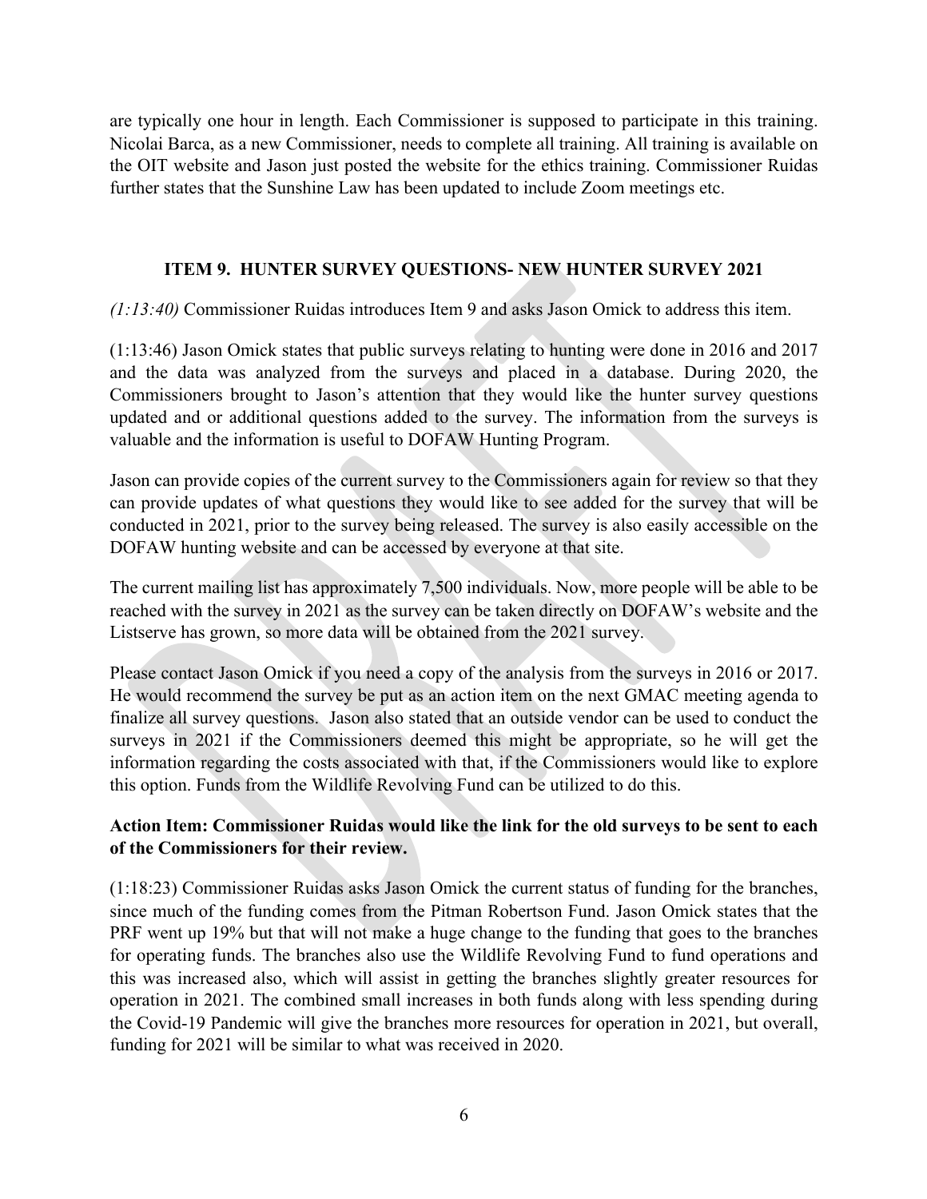are typically one hour in length. Each Commissioner is supposed to participate in this training. Nicolai Barca, as a new Commissioner, needs to complete all training. All training is available on the OIT website and Jason just posted the website for the ethics training. Commissioner Ruidas further states that the Sunshine Law has been updated to include Zoom meetings etc.

## ITEM 9. HUNTER SURVEY QUESTIONS- NEW HUNTER SURVEY 2021

*(1:13:40)* Commissioner Ruidas introduces Item 9 and asks Jason Omick to address this item.

(1:13:46) Jason Omick states that public surveys relating to hunting were done in 2016 and 2017 and the data was analyzed from the surveys and placed in a database. During 2020, the Commissioners brought to Jason's attention that they would like the hunter survey questions updated and or additional questions added to the survey. The information from the surveys is valuable and the information is useful to DOFAW Hunting Program.

Jason can provide copies of the current survey to the Commissioners again for review so that they can provide updates of what questions they would like to see added for the survey that will be conducted in 2021, prior to the survey being released. The survey is also easily accessible on the DOFAW hunting website and can be accessed by everyone at that site.

The current mailing list has approximately 7,500 individuals. Now, more people will be able to be reached with the survey in 2021 as the survey can be taken directly on DOFAW's website and the Listserve has grown, so more data will be obtained from the 2021 survey.

Please contact Jason Omick if you need a copy of the analysis from the surveys in 2016 or 2017. He would recommend the survey be put as an action item on the next GMAC meeting agenda to finalize all survey questions. Jason also stated that an outside vendor can be used to conduct the surveys in 2021 if the Commissioners deemed this might be appropriate, so he will get the information regarding the costs associated with that, if the Commissioners would like to explore this option. Funds from the Wildlife Revolving Fund can be utilized to do this.

**Action Item: Commissioner Ruidas would like the link for the old surveys to be sent to each of the Commissioners for their review.**

(1:18:23) Commissioner Ruidas asks Jason Omick the current status of funding for the branches, since much of the funding comes from the Pitman Robertson Fund. Jason Omick states that the PRF went up 19% but that will not make a huge change to the funding that goes to the branches for operating funds. The branches also use the Wildlife Revolving Fund to fund operations and this was increased also, which will assist in getting the branches slightly greater resources for operation in 2021. The combined small increases in both funds along with less spending during the Covid-19 Pandemic will give the branches more resources for operation in 2021, but overall, funding for 2021 will be similar to what was received in 2020.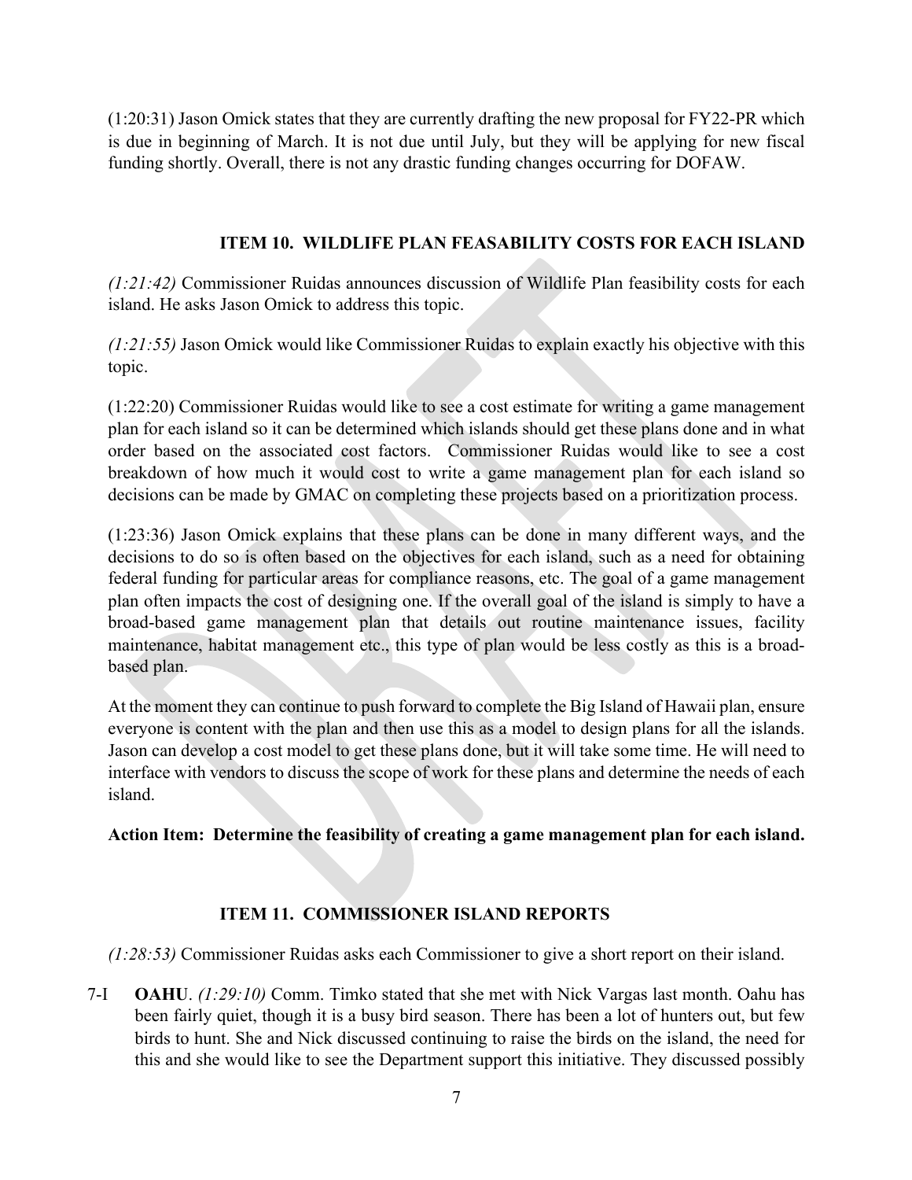(1:20:31) Jason Omick states that they are currently drafting the new proposal for FY22-PR which is due in beginning of March. It is not due until July, but they will be applying for new fiscal funding shortly. Overall, there is not any drastic funding changes occurring for DOFAW.

### ITEM 10. WILDLIFE PLAN FEASABILITY COSTS FOR EACH ISLAND

*(1:21:42)* Commissioner Ruidas announces discussion of Wildlife Plan feasibility costs for each island. He asks Jason Omick to address this topic.

*(1:21:55)* Jason Omick would like Commissioner Ruidas to explain exactly his objective with this topic.

(1:22:20) Commissioner Ruidas would like to see a cost estimate for writing a game management plan for each island so it can be determined which islands should get these plans done and in what order based on the associated cost factors. Commissioner Ruidas would like to see a cost breakdown of how much it would cost to write a game management plan for each island so decisions can be made by GMAC on completing these projects based on a prioritization process.

(1:23:36) Jason Omick explains that these plans can be done in many different ways, and the decisions to do so is often based on the objectives for each island, such as a need for obtaining federal funding for particular areas for compliance reasons, etc. The goal of a game management plan often impacts the cost of designing one. If the overall goal of the island is simply to have a broad-based game management plan that details out routine maintenance issues, facility maintenance, habitat management etc., this type of plan would be less costly as this is a broad-based plan.

At the moment they can continue to push forward to complete the Big Island of Hawaii plan, ensure everyone is content with the plan and then use this as a model to design plans for all the islands. Jason can develop a cost model to get these plans done, but it will take some time. He will need to interface with vendors to discuss the scope of work for these plans and determine the needs of each island.

**Action Item: Determine the feasibility of creating a game management plan for each island.**

### ITEM 11. COMMISSIONER ISLAND REPORTS

*(1:28:53)* Commissioner Ruidas asks each Commissioner to give a short report on their island.

7-I **OAHU**. *(1:29:10)* Comm. Timko stated that she met with Nick Vargas last month. Oahu has been fairly quiet, though it is a busy bird season. There has been a lot of hunters out, but few birds to hunt. She and Nick discussed continuing to raise the birds on the island, the need for this and she would like to see the Department support this initiative. They discussed possibly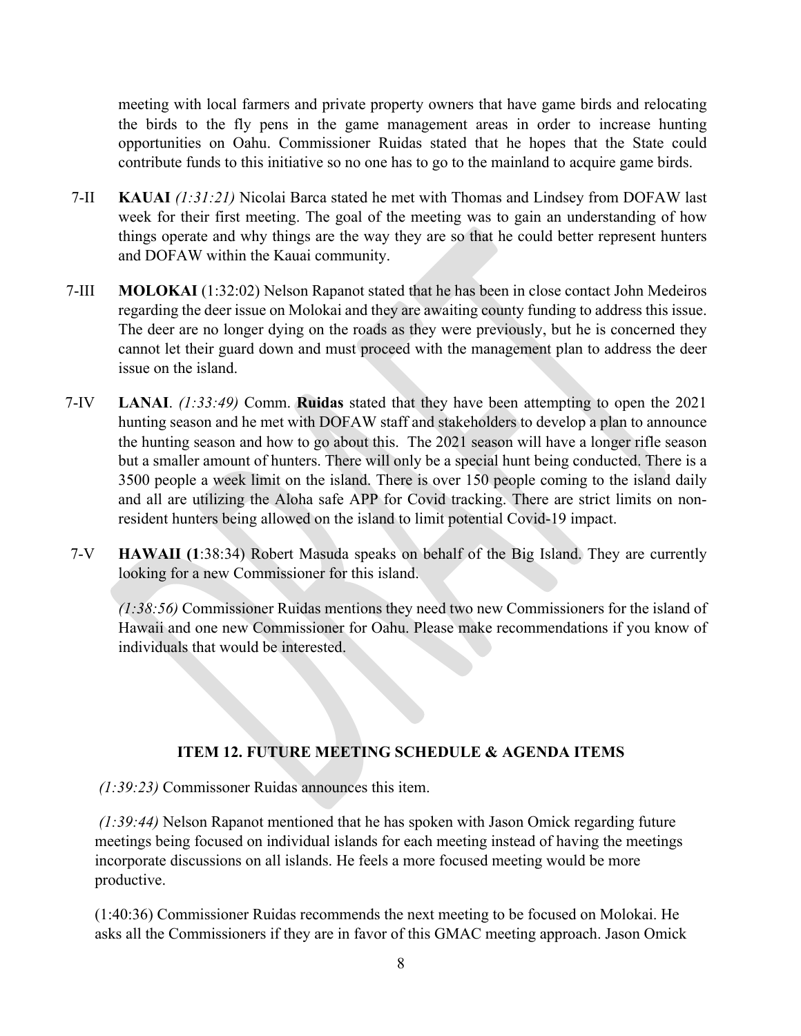meeting with local farmers and private property owners that have game birds and relocating the birds to the fly pens in the game management areas in order to increase hunting opportunities on Oahu. Commissioner Ruidas stated that he hopes that the State could contribute funds to this initiative so no one has to go to the mainland to acquire game birds.

7-II **KAUAI** *(1:31:21)* Nicolai Barca stated he met with Thomas and Lindsey from DOFAW last week for their first meeting. The goal of the meeting was to gain an understanding of how things operate and why things are the way they are so that he could better represent hunters and DOFAW within the Kauai community.

7-III **MOLOKAI** (1:32:02) Nelson Rapanot stated that he has been in close contact John Medeiros regarding the deer issue on Molokai and they are awaiting county funding to address this issue. The deer are no longer dying on the roads as they were previously, but he is concerned they cannot let their guard down and must proceed with the management plan to address the deer issue on the island.

7-IV **LANAI**. *(1:33:49)* Comm. **Ruidas** stated that they have been attempting to open the 2021 hunting season and he met with DOFAW staff and stakeholders to develop a plan to announce the hunting season and how to go about this. The 2021 season will have a longer rifle season but a smaller amount of hunters. There will only be a special hunt being conducted. There is a 3500 people a week limit on the island. There is over 150 people coming to the island daily and all are utilizing the Aloha safe APP for Covid tracking. There are strict limits on non-resident hunters being allowed on the island to limit potential Covid-19 impact.

7-V **HAWAII (1**:38:34) Robert Masuda speaks on behalf of the Big Island. They are currently looking for a new Commissioner for this island.

*(1:38:56)* Commissioner Ruidas mentions they need two new Commissioners for the island of Hawaii and one new Commissioner for Oahu. Please make recommendations if you know of individuals that would be interested.

## ITEM 12. FUTURE MEETING SCHEDULE & AGENDA ITEMS

*(1:39:23)* Commissoner Ruidas announces this item.

*(1:39:44)* Nelson Rapanot mentioned that he has spoken with Jason Omick regarding future meetings being focused on individual islands for each meeting instead of having the meetings incorporate discussions on all islands. He feels a more focused meeting would be more productive.

(1:40:36) Commissioner Ruidas recommends the next meeting to be focused on Molokai. He asks all the Commissioners if they are in favor of this GMAC meeting approach. Jason Omick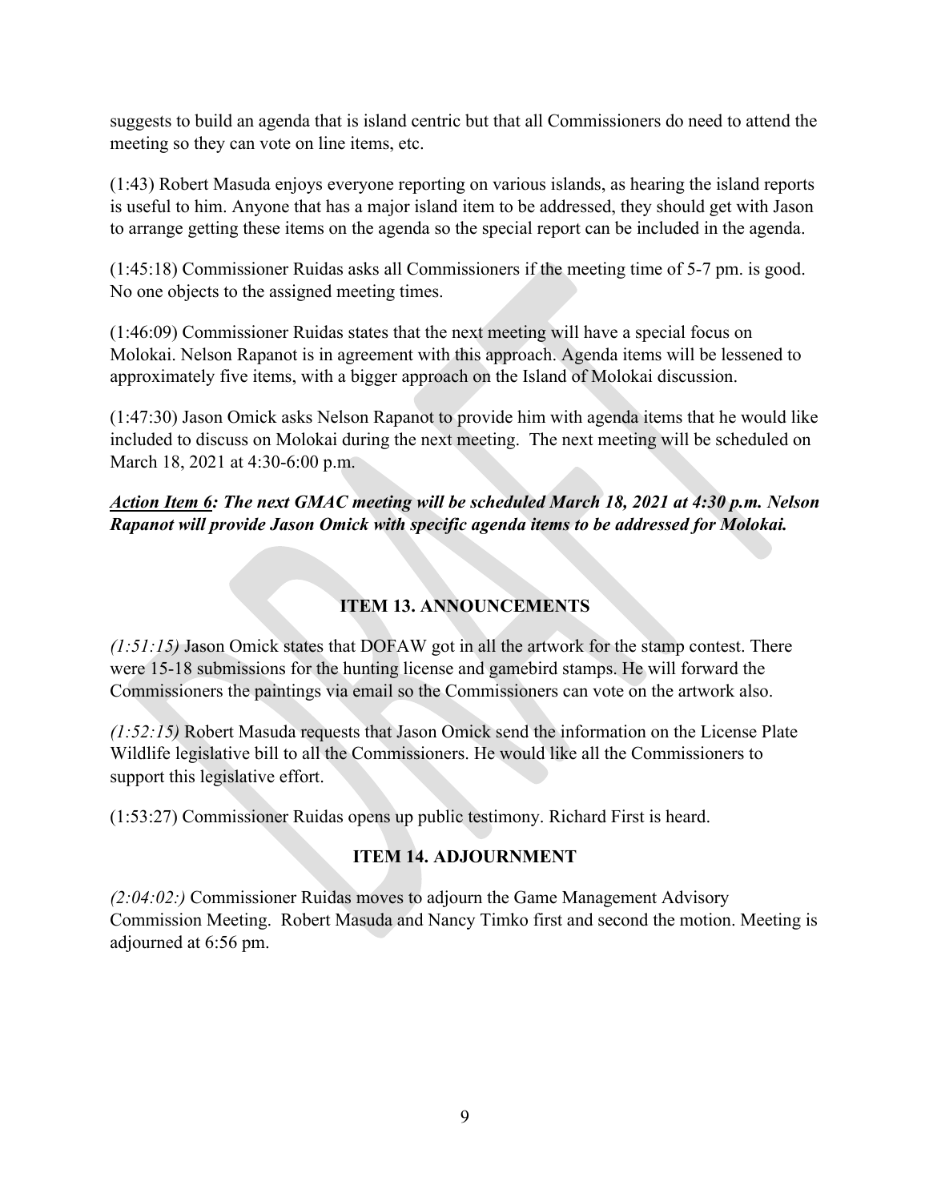suggests to build an agenda that is island centric but that all Commissioners do need to attend the meeting so they can vote on line items, etc.

(1:43) Robert Masuda enjoys everyone reporting on various islands, as hearing the island reports is useful to him. Anyone that has a major island item to be addressed, they should get with Jason to arrange getting these items on the agenda so the special report can be included in the agenda.

(1:45:18) Commissioner Ruidas asks all Commissioners if the meeting time of 5-7 pm. is good. No one objects to the assigned meeting times.

(1:46:09) Commissioner Ruidas states that the next meeting will have a special focus on Molokai. Nelson Rapanot is in agreement with this approach. Agenda items will be lessened to approximately five items, with a bigger approach on the Island of Molokai discussion.

(1:47:30) Jason Omick asks Nelson Rapanot to provide him with agenda items that he would like included to discuss on Molokai during the next meeting. The next meeting will be scheduled on March 18, 2021 at 4:30-6:00 p.m.

***Action Item 6*: The next GMAC meeting will be scheduled March 18, 2021 at 4:30 p.m. Nelson Rapanot will provide Jason Omick with specific agenda items to be addressed for Molokai.**

## ITEM 13. ANNOUNCEMENTS

*(1:51:15)* Jason Omick states that DOFAW got in all the artwork for the stamp contest. There were 15-18 submissions for the hunting license and gamebird stamps. He will forward the Commissioners the paintings via email so the Commissioners can vote on the artwork also.

*(1:52:15)* Robert Masuda requests that Jason Omick send the information on the License Plate Wildlife legislative bill to all the Commissioners. He would like all the Commissioners to support this legislative effort.

(1:53:27) Commissioner Ruidas opens up public testimony. Richard First is heard.

## ITEM 14. ADJOURNMENT

*(2:04:02:)* Commissioner Ruidas moves to adjourn the Game Management Advisory Commission Meeting. Robert Masuda and Nancy Timko first and second the motion. Meeting is adjourned at 6:56 pm.